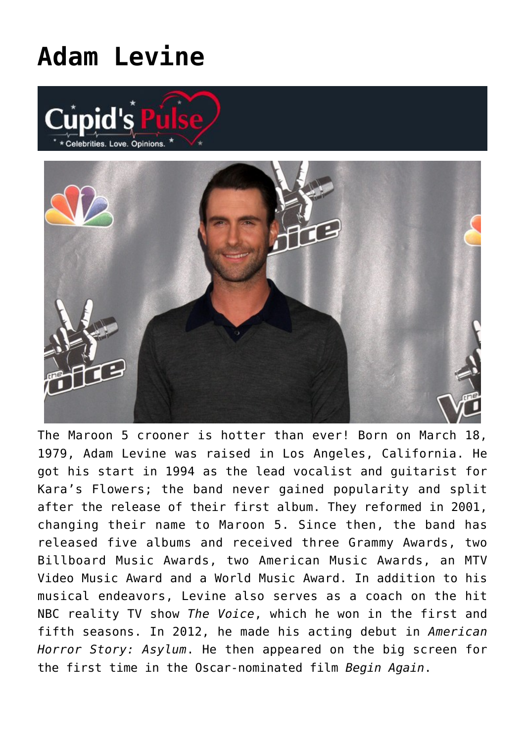# Adam Levine

The Maroon 5 crooner is hotter than ever! Born on March 18, 1979, Adam Levine was raised in Los Angeles, California. He got his start in 1994 as the lead vocalist and guitarist for Kara's Flowers; the band never gained popularity and split after the release of their first album. They reformed in 2001, changing their name to Maroon 5. Since then, the band has released five albums and received three Grammy Awards, two Billboard Music Awards, two American Music Awards, an MTV Video Music Award and a World Music Award. In addition to his musical endeavors, Levine also serves as a coach on the hit NBC reality TV show *The Voice*, which he won in the first and fifth seasons. In 2012, he made his acting debut in *American Horror Story: Asylum*. He then appeared on the big screen for the first time in the Oscar-nominated film *Begin Again*.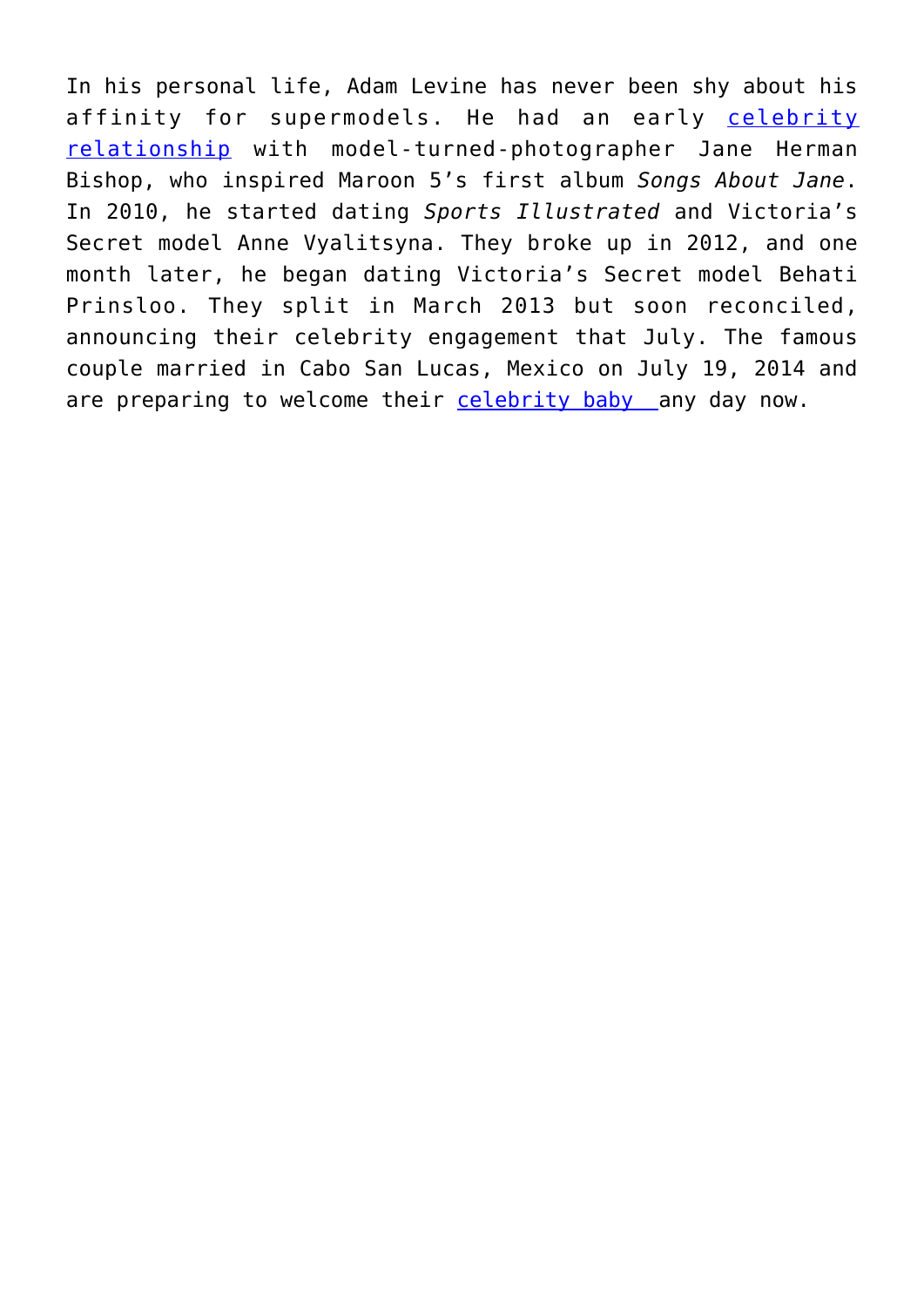In his personal life, Adam Levine has never been shy about his affinity for supermodels. He had an early celebrity relationship with model-turned-photographer Jane Herman Bishop, who inspired Maroon 5's first album *Songs About Jane*. In 2010, he started dating *Sports Illustrated* and Victoria's Secret model Anne Vyalitsyna. They broke up in 2012, and one month later, he began dating Victoria's Secret model Behati Prinsloo. They split in March 2013 but soon reconciled, announcing their celebrity engagement that July. The famous couple married in Cabo San Lucas, Mexico on July 19, 2014 and are preparing to welcome their celebrity baby any day now.